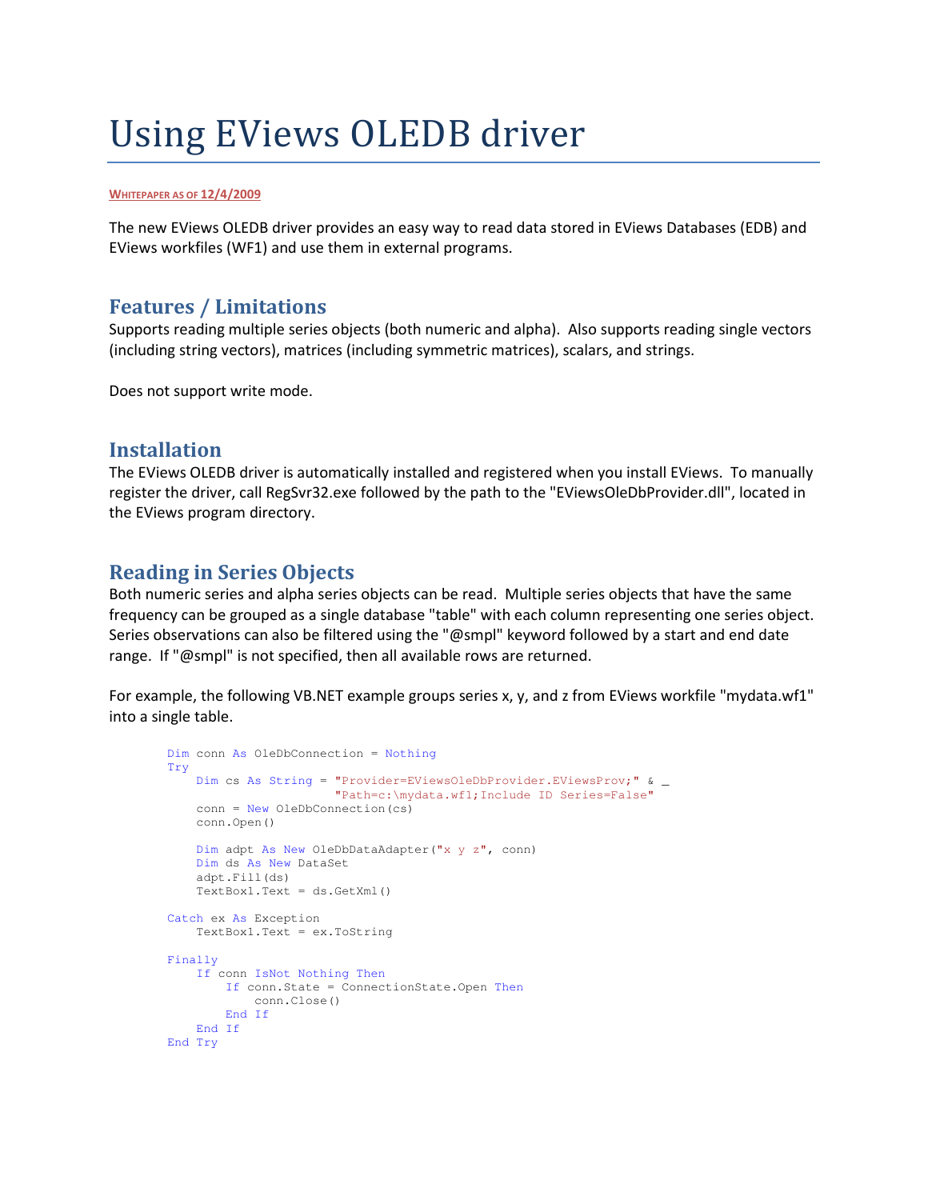# Using EViews OLEDB driver

WHITEPAPER AS OF 12/4/2009

The new EViews OLEDB driver provides an easy way to read data stored in EViews Databases (EDB) and EViews workfiles (WF1) and use them in external programs.

## Features / Limitations

Supports reading multiple series objects (both numeric and alpha). Also supports reading single vectors (including string vectors), matrices (including symmetric matrices), scalars, and strings.

Does not support write mode.

## Installation

The EViews OLEDB driver is automatically installed and registered when you install EViews. To manually register the driver, call RegSvr32.exe followed by the path to the "EViewsOleDbProvider.dll", located in the EViews program directory.

## Reading in Series Objects

Both numeric series and alpha series objects can be read. Multiple series objects that have the same frequency can be grouped as a single database "table" with each column representing one series object. Series observations can also be filtered using the "@smpl" keyword followed by a start and end date range. If "@smpl" is not specified, then all available rows are returned.

For example, the following VB.NET example groups series x, y, and z from EViews workfile "mydata.wf1" into a single table.

```
Dim conn As OleDbConnection = Nothing
Try
    Dim cs As String = "Provider=EViewsOleDbProvider.EViewsProv;" & _
                       "Path=c:\mydata.wf1;Include ID Series=False"
    conn = New OleDbConnection(cs)
    conn.Open()

    Dim adpt As New OleDbDataAdapter("x y z", conn)
    Dim ds As New DataSet
    adpt.Fill(ds)
    TextBox1.Text = ds.GetXml()

Catch ex As Exception
    TextBox1.Text = ex.ToString

Finally
    If conn IsNot Nothing Then
        If conn.State = ConnectionState.Open Then
            conn.Close()
        End If
    End If
End Try
```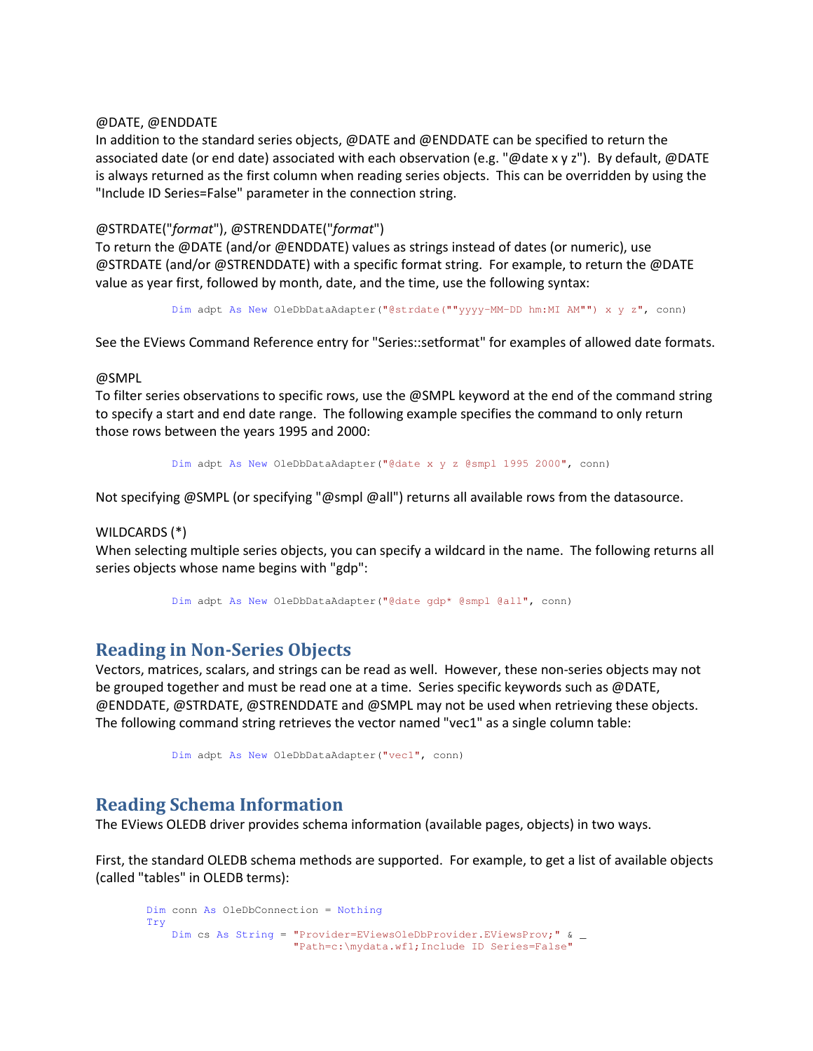@DATE, @ENDDATE

In addition to the standard series objects, @DATE and @ENDDATE can be specified to return the associated date (or end date) associated with each observation (e.g. "@date x y z"). By default, @DATE is always returned as the first column when reading series objects. This can be overridden by using the "Include ID Series=False" parameter in the connection string.

@STRDATE("*format*"), @STRENDDATE("*format*")

To return the @DATE (and/or @ENDDATE) values as strings instead of dates (or numeric), use @STRDATE (and/or @STRENDDATE) with a specific format string. For example, to return the @DATE value as year first, followed by month, date, and the time, use the following syntax:

```
Dim adpt As New OleDbDataAdapter("@strdate(""yyyy-MM-DD hm:MI AM"") x y z", conn)
```

See the EViews Command Reference entry for "Series::setformat" for examples of allowed date formats.

@SMPL

To filter series observations to specific rows, use the @SMPL keyword at the end of the command string to specify a start and end date range. The following example specifies the command to only return those rows between the years 1995 and 2000:

```
Dim adpt As New OleDbDataAdapter("@date x y z @smpl 1995 2000", conn)
```

Not specifying @SMPL (or specifying "@smpl @all") returns all available rows from the datasource.

WILDCARDS (*)

When selecting multiple series objects, you can specify a wildcard in the name. The following returns all series objects whose name begins with "gdp":

```
Dim adpt As New OleDbDataAdapter("@date gdp* @smpl @all", conn)
```

## Reading in Non-Series Objects

Vectors, matrices, scalars, and strings can be read as well. However, these non-series objects may not be grouped together and must be read one at a time. Series specific keywords such as @DATE, @ENDDATE, @STRDATE, @STRENDDATE and @SMPL may not be used when retrieving these objects. The following command string retrieves the vector named "vec1" as a single column table:

```
Dim adpt As New OleDbDataAdapter("vec1", conn)
```

## Reading Schema Information

The EViews OLEDB driver provides schema information (available pages, objects) in two ways.

First, the standard OLEDB schema methods are supported. For example, to get a list of available objects (called "tables" in OLEDB terms):

```
Dim conn As OleDbConnection = Nothing
Try
    Dim cs As String = "Provider=EViewsOleDbProvider.EViewsProv;" & _
                       "Path=c:\mydata.wf1;Include ID Series=False"
```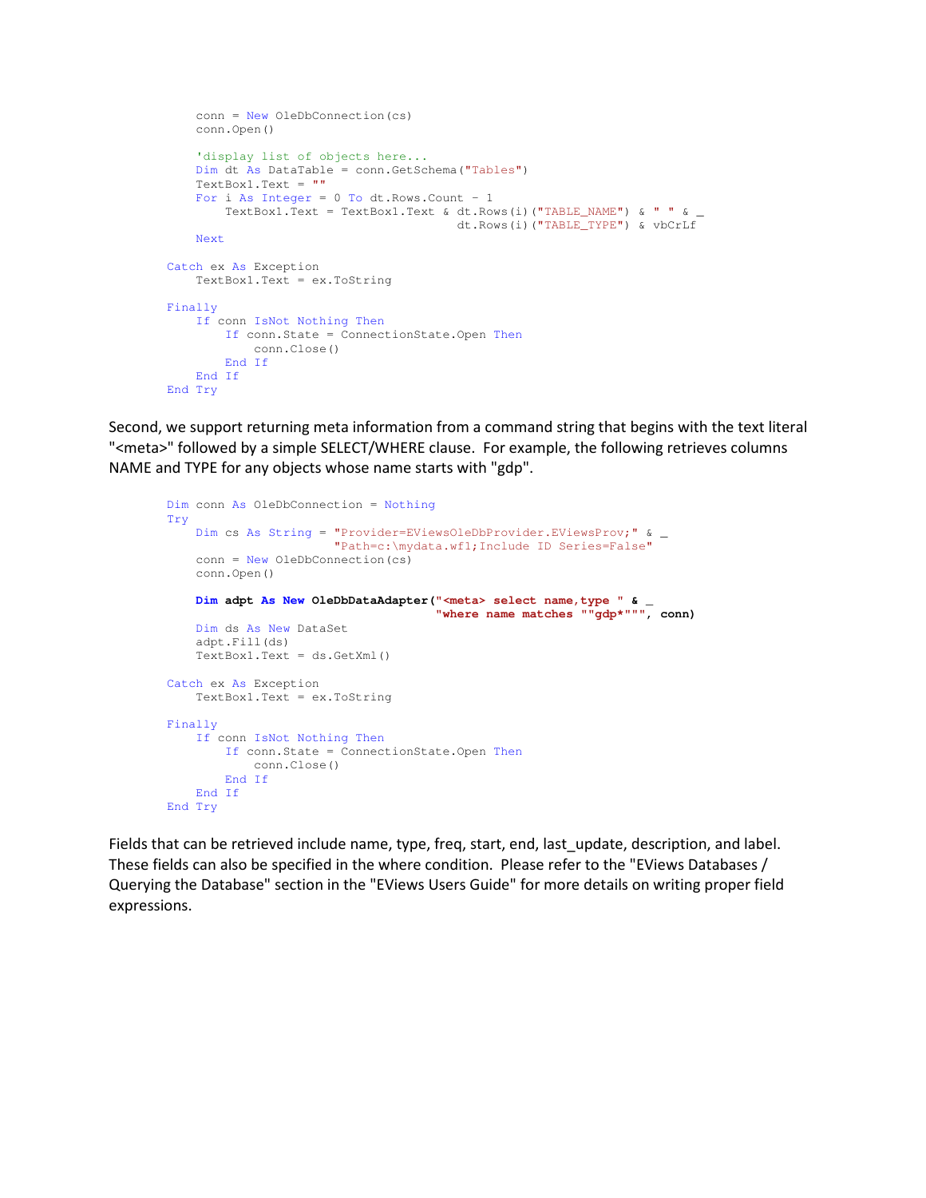```
        conn = New OleDbConnection(cs)
        conn.Open()

        'display list of objects here...
        Dim dt As DataTable = conn.GetSchema("Tables")
        TextBox1.Text = ""
        For i As Integer = 0 To dt.Rows.Count - 1
            TextBox1.Text = TextBox1.Text & dt.Rows(i)("TABLE_NAME") & " " & _
                                            dt.Rows(i)("TABLE_TYPE") & vbCrLf
        Next

    Catch ex As Exception
        TextBox1.Text = ex.ToString

    Finally
        If conn IsNot Nothing Then
            If conn.State = ConnectionState.Open Then
                conn.Close()
            End If
        End If
    End Try
```

Second, we support returning meta information from a command string that begins with the text literal "<meta>" followed by a simple SELECT/WHERE clause. For example, the following retrieves columns NAME and TYPE for any objects whose name starts with "gdp".

```
    Dim conn As OleDbConnection = Nothing
    Try
        Dim cs As String = "Provider=EViewsOleDbProvider.EViewsProv;" & _
                           "Path=c:\mydata.wf1;Include ID Series=False"
        conn = New OleDbConnection(cs)
        conn.Open()

        Dim adpt As New OleDbDataAdapter("<meta> select name,type " & _
                                         "where name matches ""gdp*""", conn)
        Dim ds As New DataSet
        adpt.Fill(ds)
        TextBox1.Text = ds.GetXml()

    Catch ex As Exception
        TextBox1.Text = ex.ToString

    Finally
        If conn IsNot Nothing Then
            If conn.State = ConnectionState.Open Then
                conn.Close()
            End If
        End If
    End Try
```

Fields that can be retrieved include name, type, freq, start, end, last_update, description, and label. These fields can also be specified in the where condition. Please refer to the "EViews Databases / Querying the Database" section in the "EViews Users Guide" for more details on writing proper field expressions.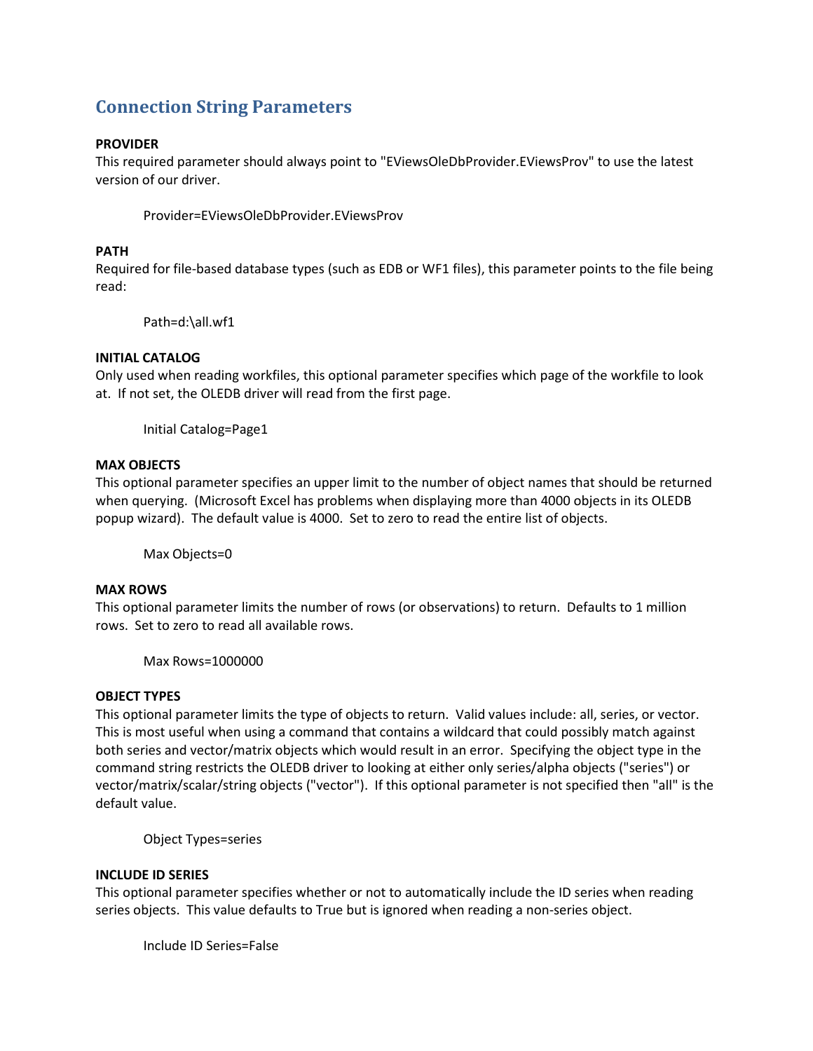## Connection String Parameters

**PROVIDER**
This required parameter should always point to "EViewsOleDbProvider.EViewsProv" to use the latest version of our driver.

```
Provider=EViewsOleDbProvider.EViewsProv
```

**PATH**
Required for file-based database types (such as EDB or WF1 files), this parameter points to the file being read:

```
Path=d:\all.wf1
```

**INITIAL CATALOG**
Only used when reading workfiles, this optional parameter specifies which page of the workfile to look at. If not set, the OLEDB driver will read from the first page.

```
Initial Catalog=Page1
```

**MAX OBJECTS**
This optional parameter specifies an upper limit to the number of object names that should be returned when querying. (Microsoft Excel has problems when displaying more than 4000 objects in its OLEDB popup wizard). The default value is 4000. Set to zero to read the entire list of objects.

```
Max Objects=0
```

**MAX ROWS**
This optional parameter limits the number of rows (or observations) to return. Defaults to 1 million rows. Set to zero to read all available rows.

```
Max Rows=1000000
```

**OBJECT TYPES**
This optional parameter limits the type of objects to return. Valid values include: all, series, or vector. This is most useful when using a command that contains a wildcard that could possibly match against both series and vector/matrix objects which would result in an error. Specifying the object type in the command string restricts the OLEDB driver to looking at either only series/alpha objects ("series") or vector/matrix/scalar/string objects ("vector"). If this optional parameter is not specified then "all" is the default value.

```
Object Types=series
```

**INCLUDE ID SERIES**
This optional parameter specifies whether or not to automatically include the ID series when reading series objects. This value defaults to True but is ignored when reading a non-series object.

```
Include ID Series=False
```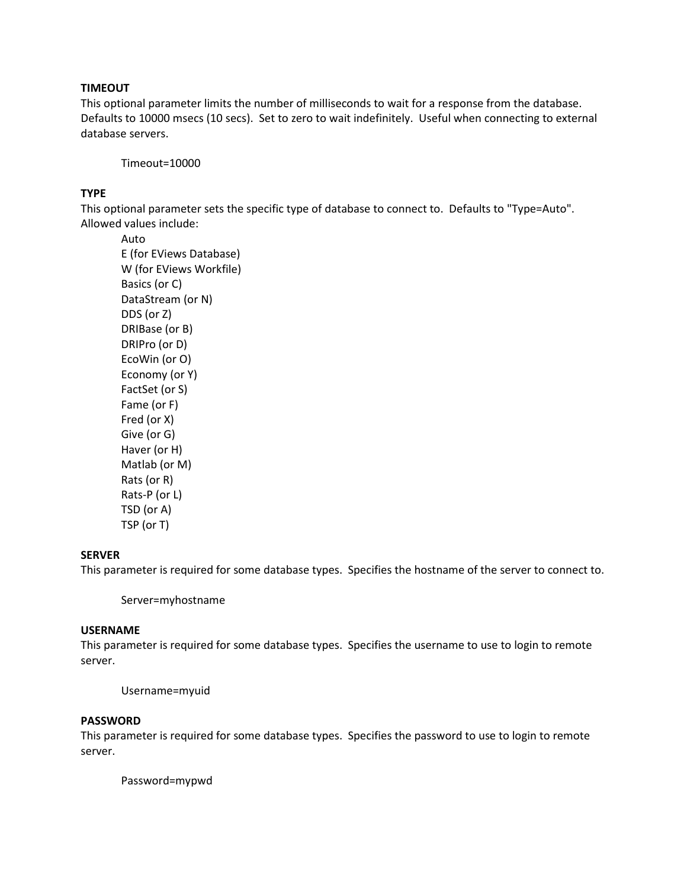**TIMEOUT**

This optional parameter limits the number of milliseconds to wait for a response from the database. Defaults to 10000 msecs (10 secs). Set to zero to wait indefinitely. Useful when connecting to external database servers.

```
Timeout=10000
```

**TYPE**

This optional parameter sets the specific type of database to connect to. Defaults to "Type=Auto". Allowed values include:

- Auto
- E (for EViews Database)
- W (for EViews Workfile)
- Basics (or C)
- DataStream (or N)
- DDS (or Z)
- DRIBase (or B)
- DRIPro (or D)
- EcoWin (or O)
- Economy (or Y)
- FactSet (or S)
- Fame (or F)
- Fred (or X)
- Give (or G)
- Haver (or H)
- Matlab (or M)
- Rats (or R)
- Rats-P (or L)
- TSD (or A)
- TSP (or T)

**SERVER**

This parameter is required for some database types. Specifies the hostname of the server to connect to.

```
Server=myhostname
```

**USERNAME**

This parameter is required for some database types. Specifies the username to use to login to remote server.

```
Username=myuid
```

**PASSWORD**

This parameter is required for some database types. Specifies the password to use to login to remote server.

```
Password=mypwd
```